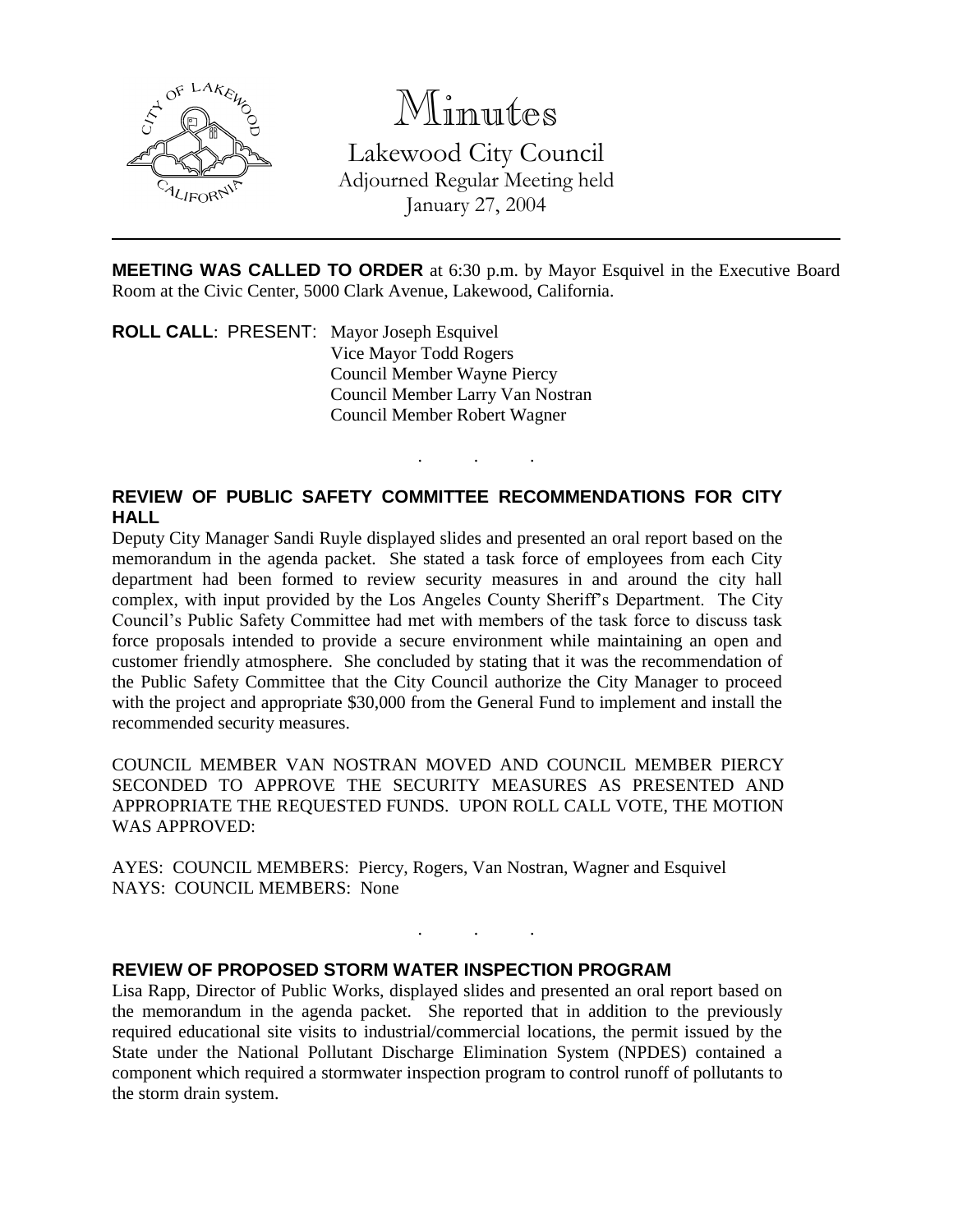# Minutes

Lakewood City Council
Adjourned Regular Meeting held
January 27, 2004

---

**MEETING WAS CALLED TO ORDER** at 6:30 p.m. by Mayor Esquivel in the Executive Board Room at the Civic Center, 5000 Clark Avenue, Lakewood, California.

**ROLL CALL**: PRESENT: Mayor Joseph Esquivel
Vice Mayor Todd Rogers
Council Member Wayne Piercy
Council Member Larry Van Nostran
Council Member Robert Wagner

. . .

**REVIEW OF PUBLIC SAFETY COMMITTEE RECOMMENDATIONS FOR CITY HALL**

Deputy City Manager Sandi Ruyle displayed slides and presented an oral report based on the memorandum in the agenda packet. She stated a task force of employees from each City department had been formed to review security measures in and around the city hall complex, with input provided by the Los Angeles County Sheriff's Department. The City Council's Public Safety Committee had met with members of the task force to discuss task force proposals intended to provide a secure environment while maintaining an open and customer friendly atmosphere. She concluded by stating that it was the recommendation of the Public Safety Committee that the City Council authorize the City Manager to proceed with the project and appropriate $30,000 from the General Fund to implement and install the recommended security measures.

COUNCIL MEMBER VAN NOSTRAN MOVED AND COUNCIL MEMBER PIERCY SECONDED TO APPROVE THE SECURITY MEASURES AS PRESENTED AND APPROPRIATE THE REQUESTED FUNDS. UPON ROLL CALL VOTE, THE MOTION WAS APPROVED:

AYES: COUNCIL MEMBERS: Piercy, Rogers, Van Nostran, Wagner and Esquivel
NAYS: COUNCIL MEMBERS: None

. . .

**REVIEW OF PROPOSED STORM WATER INSPECTION PROGRAM**

Lisa Rapp, Director of Public Works, displayed slides and presented an oral report based on the memorandum in the agenda packet. She reported that in addition to the previously required educational site visits to industrial/commercial locations, the permit issued by the State under the National Pollutant Discharge Elimination System (NPDES) contained a component which required a stormwater inspection program to control runoff of pollutants to the storm drain system.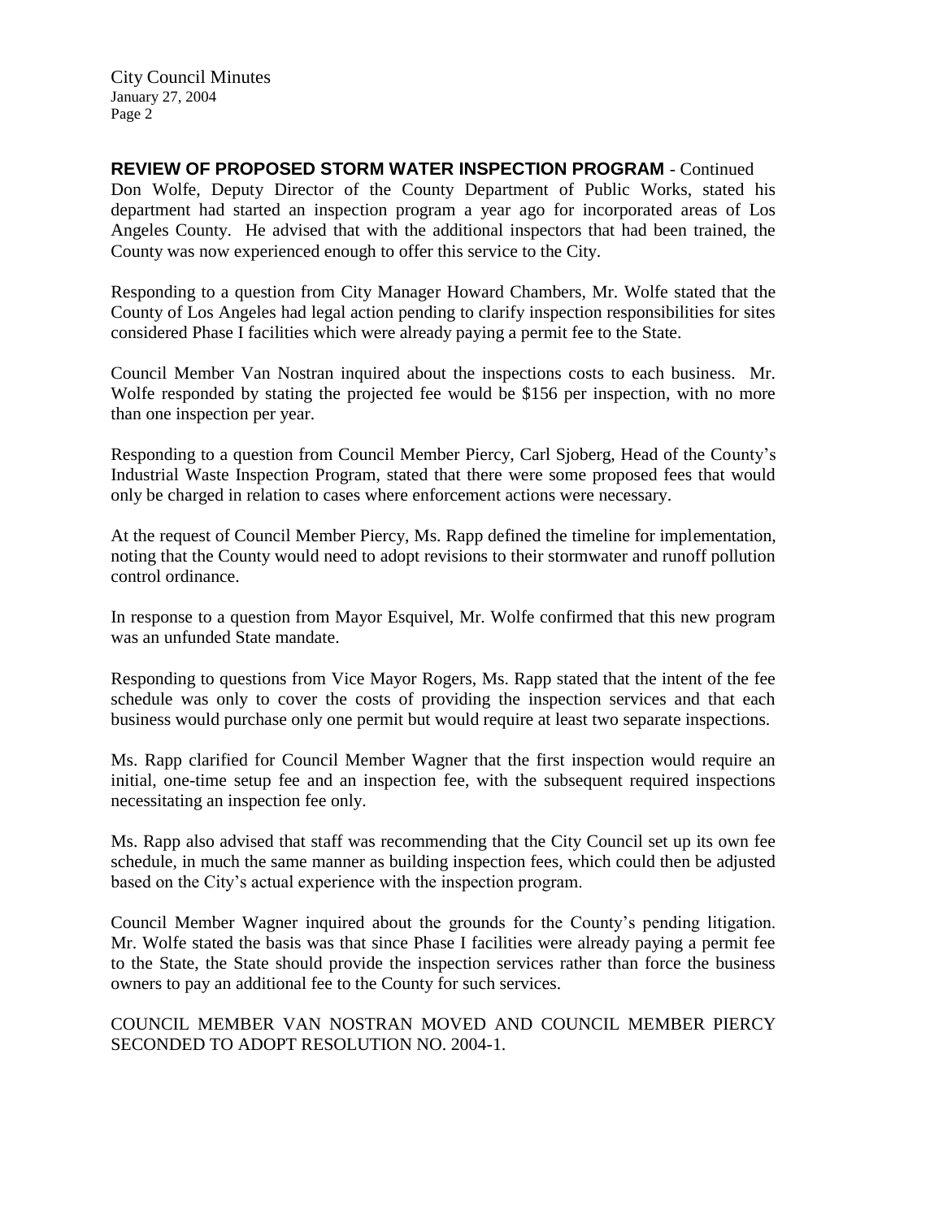**REVIEW OF PROPOSED STORM WATER INSPECTION PROGRAM** - Continued

Don Wolfe, Deputy Director of the County Department of Public Works, stated his department had started an inspection program a year ago for incorporated areas of Los Angeles County. He advised that with the additional inspectors that had been trained, the County was now experienced enough to offer this service to the City.

Responding to a question from City Manager Howard Chambers, Mr. Wolfe stated that the County of Los Angeles had legal action pending to clarify inspection responsibilities for sites considered Phase I facilities which were already paying a permit fee to the State.

Council Member Van Nostran inquired about the inspections costs to each business. Mr. Wolfe responded by stating the projected fee would be $156 per inspection, with no more than one inspection per year.

Responding to a question from Council Member Piercy, Carl Sjoberg, Head of the County's Industrial Waste Inspection Program, stated that there were some proposed fees that would only be charged in relation to cases where enforcement actions were necessary.

At the request of Council Member Piercy, Ms. Rapp defined the timeline for implementation, noting that the County would need to adopt revisions to their stormwater and runoff pollution control ordinance.

In response to a question from Mayor Esquivel, Mr. Wolfe confirmed that this new program was an unfunded State mandate.

Responding to questions from Vice Mayor Rogers, Ms. Rapp stated that the intent of the fee schedule was only to cover the costs of providing the inspection services and that each business would purchase only one permit but would require at least two separate inspections.

Ms. Rapp clarified for Council Member Wagner that the first inspection would require an initial, one-time setup fee and an inspection fee, with the subsequent required inspections necessitating an inspection fee only.

Ms. Rapp also advised that staff was recommending that the City Council set up its own fee schedule, in much the same manner as building inspection fees, which could then be adjusted based on the City's actual experience with the inspection program.

Council Member Wagner inquired about the grounds for the County's pending litigation. Mr. Wolfe stated the basis was that since Phase I facilities were already paying a permit fee to the State, the State should provide the inspection services rather than force the business owners to pay an additional fee to the County for such services.

COUNCIL MEMBER VAN NOSTRAN MOVED AND COUNCIL MEMBER PIERCY SECONDED TO ADOPT RESOLUTION NO. 2004-1.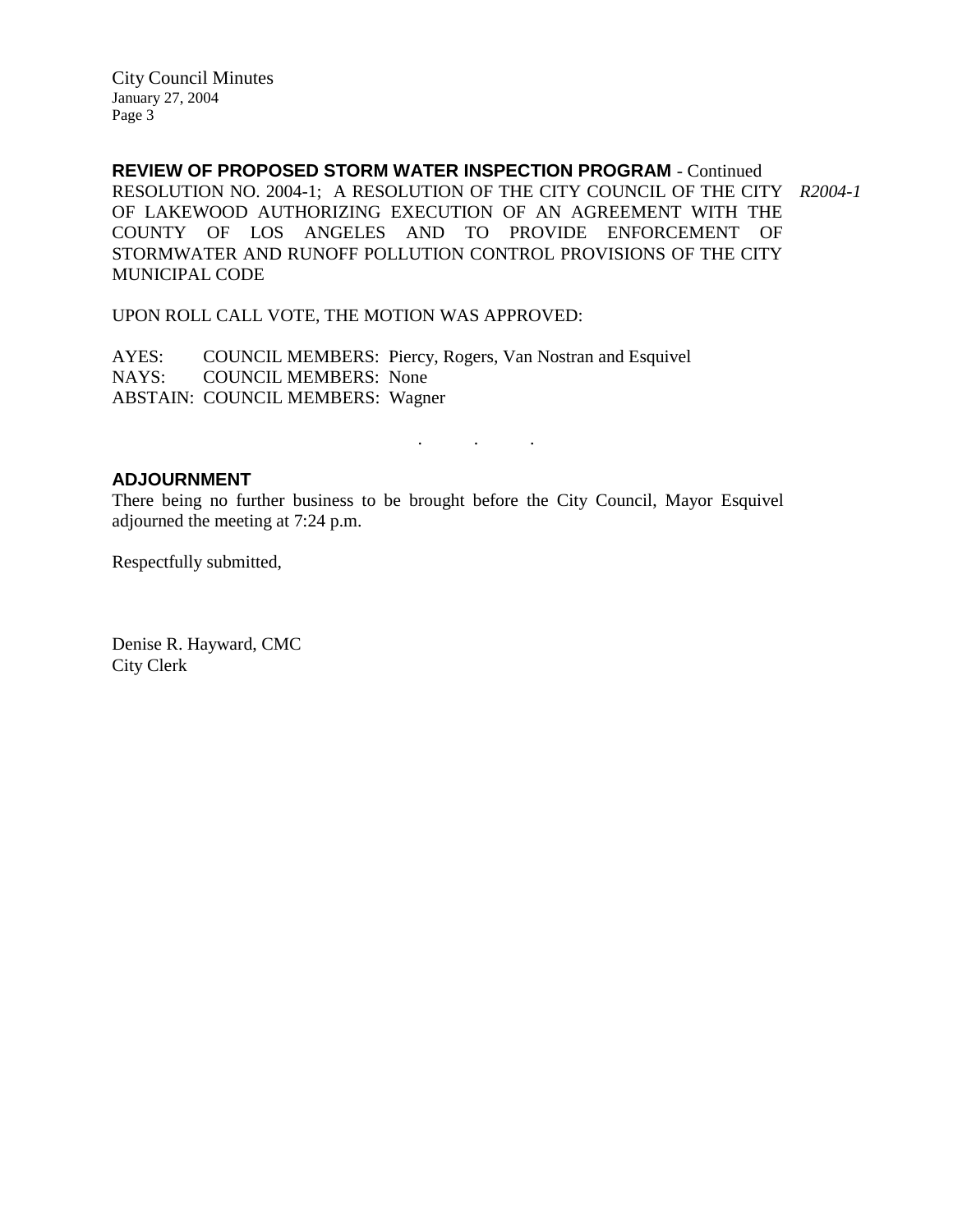**REVIEW OF PROPOSED STORM WATER INSPECTION PROGRAM** - Continued

RESOLUTION NO. 2004-1; A RESOLUTION OF THE CITY COUNCIL OF THE CITY OF LAKEWOOD AUTHORIZING EXECUTION OF AN AGREEMENT WITH THE COUNTY OF LOS ANGELES AND TO PROVIDE ENFORCEMENT OF STORMWATER AND RUNOFF POLLUTION CONTROL PROVISIONS OF THE CITY MUNICIPAL CODE *R2004-1*

UPON ROLL CALL VOTE, THE MOTION WAS APPROVED:

AYES: COUNCIL MEMBERS: Piercy, Rogers, Van Nostran and Esquivel
NAYS: COUNCIL MEMBERS: None
ABSTAIN: COUNCIL MEMBERS: Wagner

. . .

**ADJOURNMENT**

There being no further business to be brought before the City Council, Mayor Esquivel adjourned the meeting at 7:24 p.m.

Respectfully submitted,

Denise R. Hayward, CMC
City Clerk